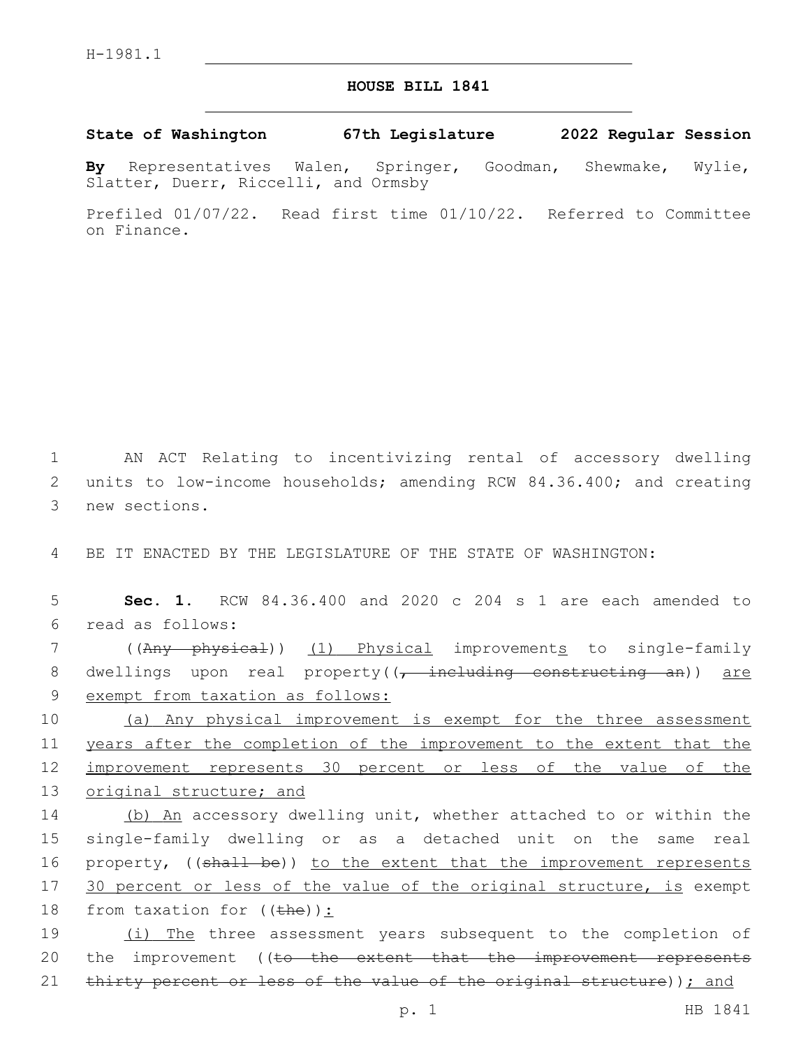H-1981.1

# HOUSE BILL 1841

**State of Washington 67th Legislature 2022 Regular Session**

**By** Representatives Walen, Springer, Goodman, Shewmake, Wylie, Slatter, Duerr, Riccelli, and Ormsby

Prefiled 01/07/22. Read first time 01/10/22. Referred to Committee on Finance.

AN ACT Relating to incentivizing rental of accessory dwelling units to low-income households; amending RCW 84.36.400; and creating new sections.

BE IT ENACTED BY THE LEGISLATURE OF THE STATE OF WASHINGTON:

**Sec. 1.** RCW 84.36.400 and 2020 c 204 s 1 are each amended to read as follows:

((~~Any physical~~)) <u>(1) Physical</u> improvement<u>s</u> to single-family dwellings upon real property((~~, including constructing an~~)) <u>are exempt from taxation as follows:</u>

<u>(a) Any physical improvement is exempt for the three assessment years after the completion of the improvement to the extent that the improvement represents 30 percent or less of the value of the original structure; and</u>

<u>(b) An</u> accessory dwelling unit, whether attached to or within the single-family dwelling or as a detached unit on the same real property, ((~~shall be~~)) <u>to the extent that the improvement represents 30 percent or less of the value of the original structure, is</u> exempt from taxation for ((~~the~~))<u>:</u>

<u>(i) The</u> three assessment years subsequent to the completion of the improvement ((~~to the extent that the improvement represents thirty percent or less of the value of the original structure~~))<u>; and</u>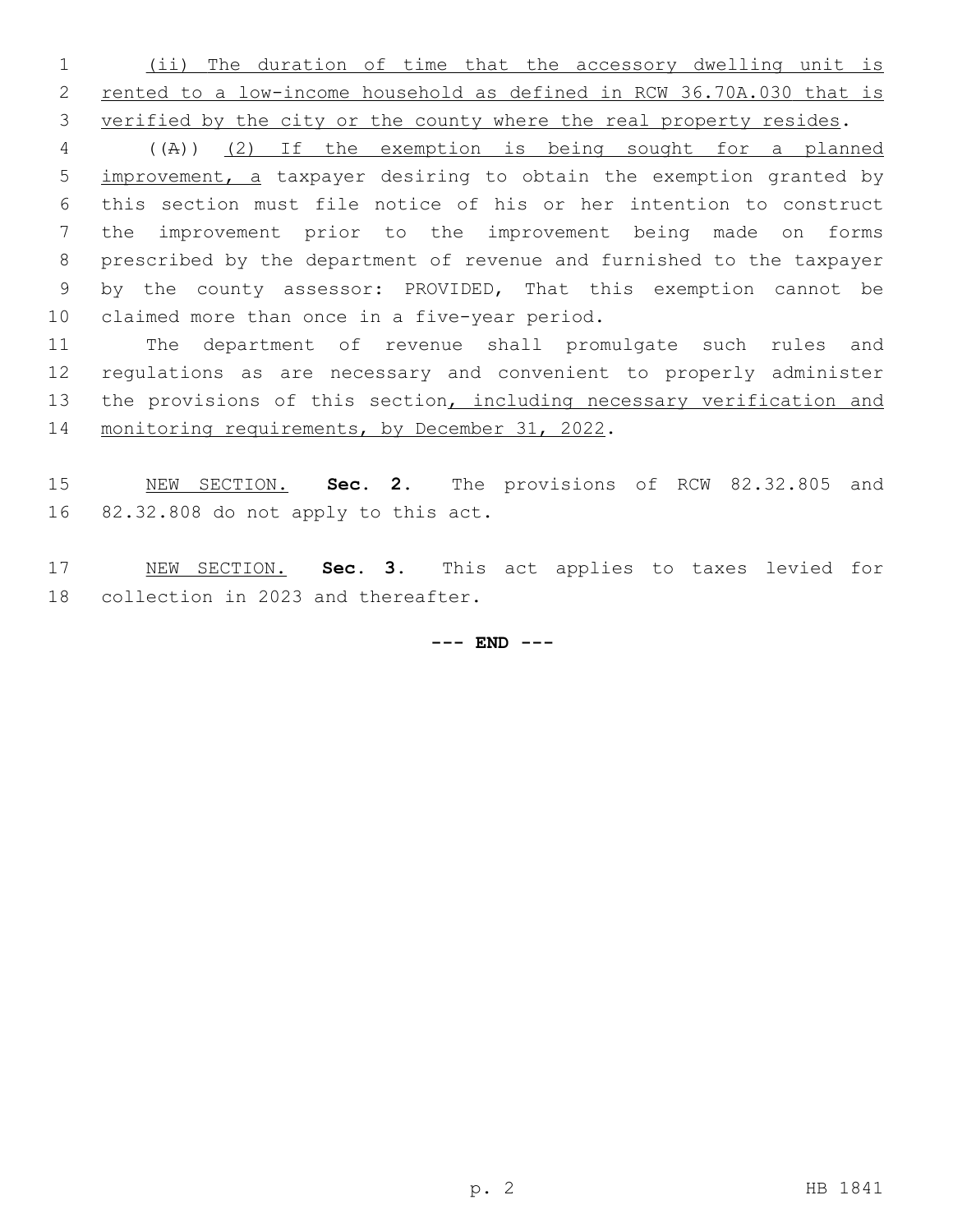(ii) The duration of time that the accessory dwelling unit is rented to a low-income household as defined in RCW 36.70A.030 that is verified by the city or the county where the real property resides.

((A)) (2) If the exemption is being sought for a planned improvement, a taxpayer desiring to obtain the exemption granted by this section must file notice of his or her intention to construct the improvement prior to the improvement being made on forms prescribed by the department of revenue and furnished to the taxpayer by the county assessor: PROVIDED, That this exemption cannot be claimed more than once in a five-year period.

The department of revenue shall promulgate such rules and regulations as are necessary and convenient to properly administer the provisions of this section, including necessary verification and monitoring requirements, by December 31, 2022.

NEW SECTION. **Sec. 2.** The provisions of RCW 82.32.805 and 82.32.808 do not apply to this act.

NEW SECTION. **Sec. 3.** This act applies to taxes levied for collection in 2023 and thereafter.

**--- END ---**